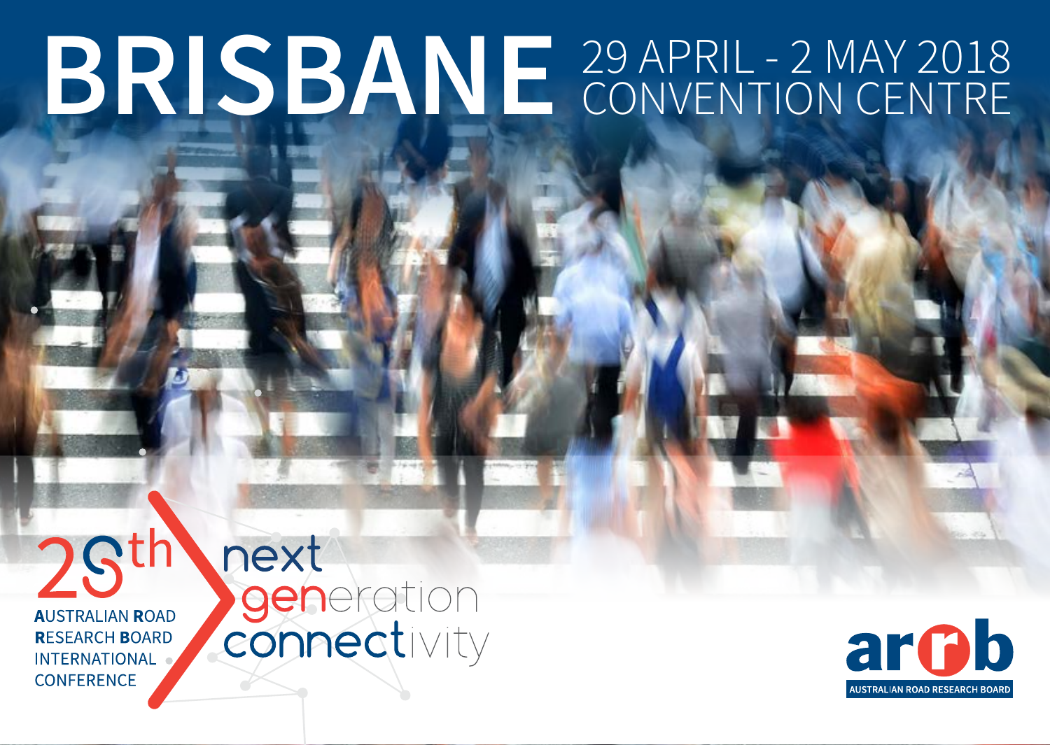# BRISBANE

29 APRIL - 2 MAY 2018
CONVENTION CENTRE

28th AUSTRALIAN ROAD RESEARCH BOARD INTERNATIONAL CONFERENCE

next generation connectivity

arrb
AUSTRALIAN ROAD RESEARCH BOARD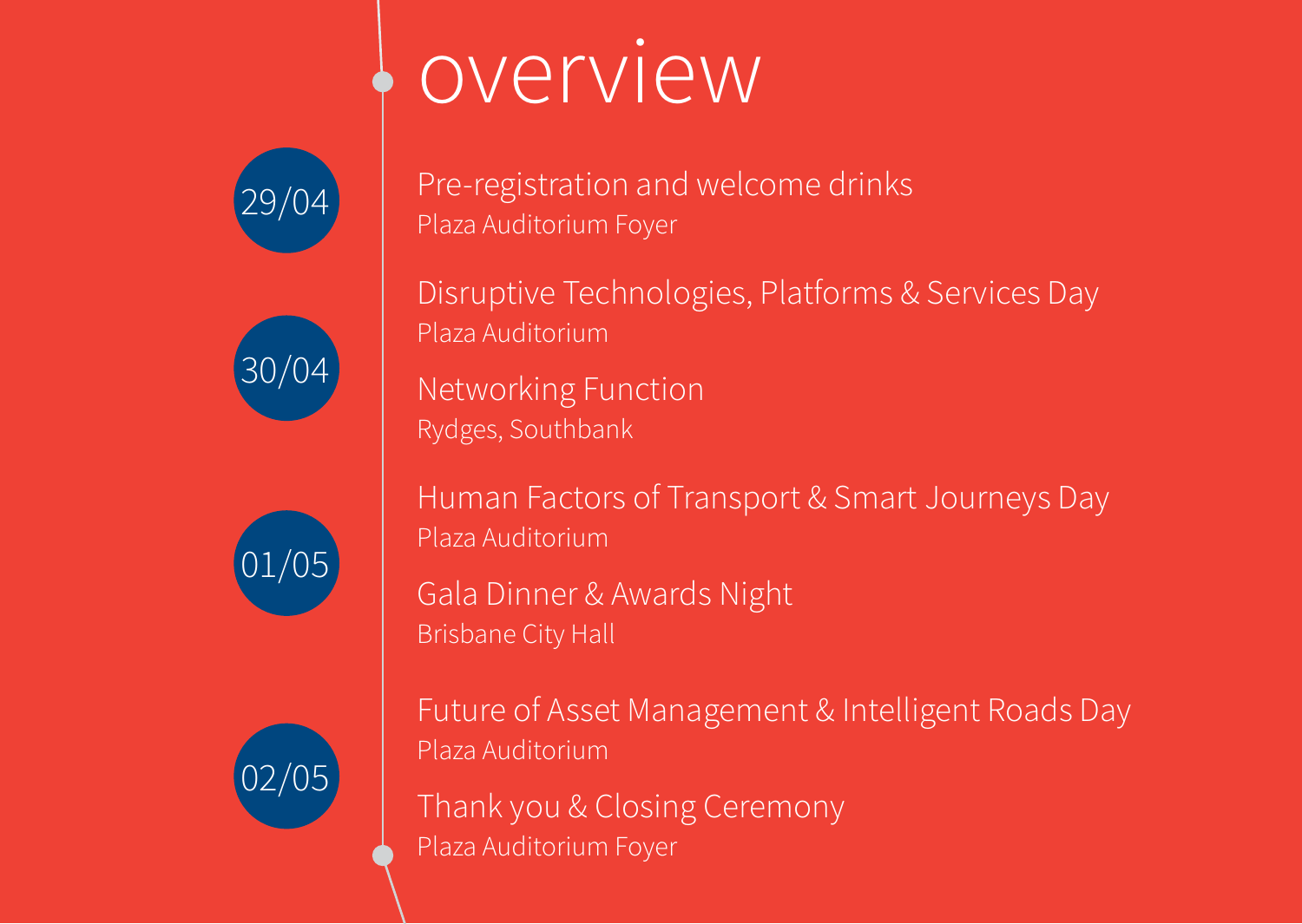# overview

**29/04**

Pre-registration and welcome drinks
Plaza Auditorium Foyer

**30/04**

Disruptive Technologies, Platforms & Services Day
Plaza Auditorium

Networking Function
Rydges, Southbank

**01/05**

Human Factors of Transport & Smart Journeys Day
Plaza Auditorium

Gala Dinner & Awards Night
Brisbane City Hall

**02/05**

Future of Asset Management & Intelligent Roads Day
Plaza Auditorium

Thank you & Closing Ceremony
Plaza Auditorium Foyer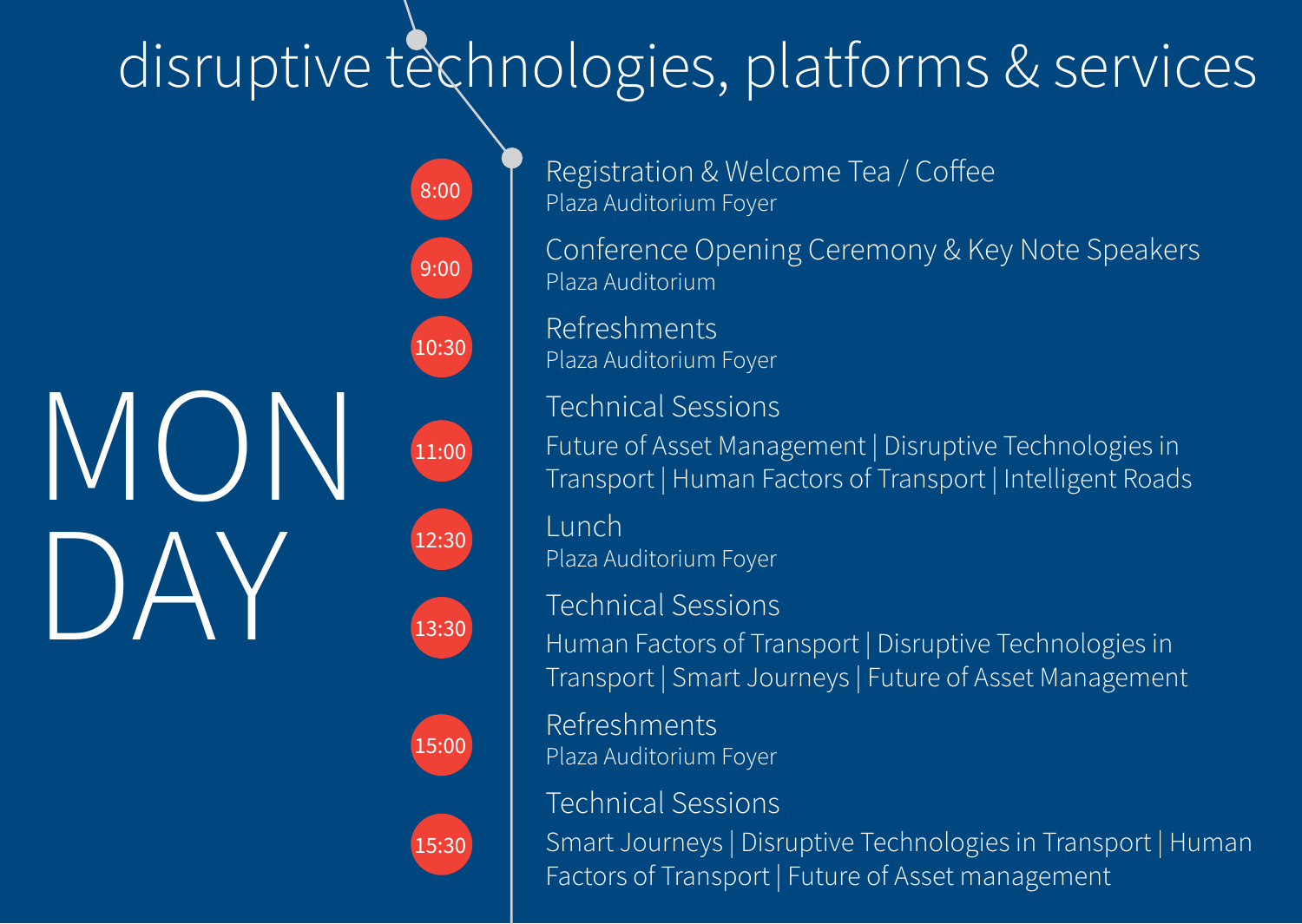# disruptive technologies, platforms & services

## MONDAY

**8:00** — Registration & Welcome Tea / Coffee
Plaza Auditorium Foyer

**9:00** — Conference Opening Ceremony & Key Note Speakers
Plaza Auditorium

**10:30** — Refreshments
Plaza Auditorium Foyer

**11:00** — Technical Sessions
Future of Asset Management | Disruptive Technologies in Transport | Human Factors of Transport | Intelligent Roads

**12:30** — Lunch
Plaza Auditorium Foyer

**13:30** — Technical Sessions
Human Factors of Transport | Disruptive Technologies in Transport | Smart Journeys | Future of Asset Management

**15:00** — Refreshments
Plaza Auditorium Foyer

**15:30** — Technical Sessions
Smart Journeys | Disruptive Technologies in Transport | Human Factors of Transport | Future of Asset management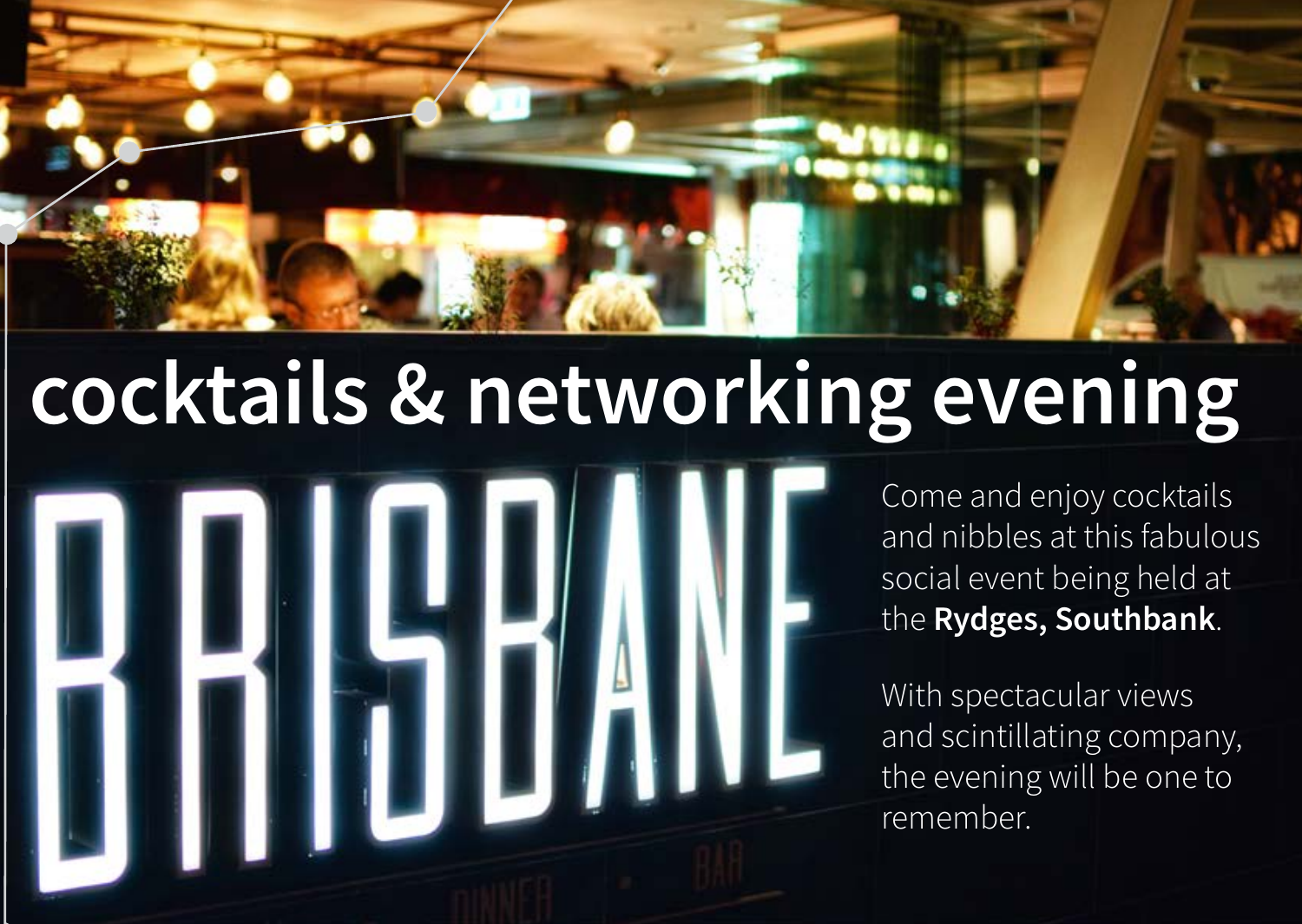# cocktails & networking evening

BRISBANE

Come and enjoy cocktails and nibbles at this fabulous social event being held at the **Rydges, Southbank**.

With spectacular views and scintillating company, the evening will be one to remember.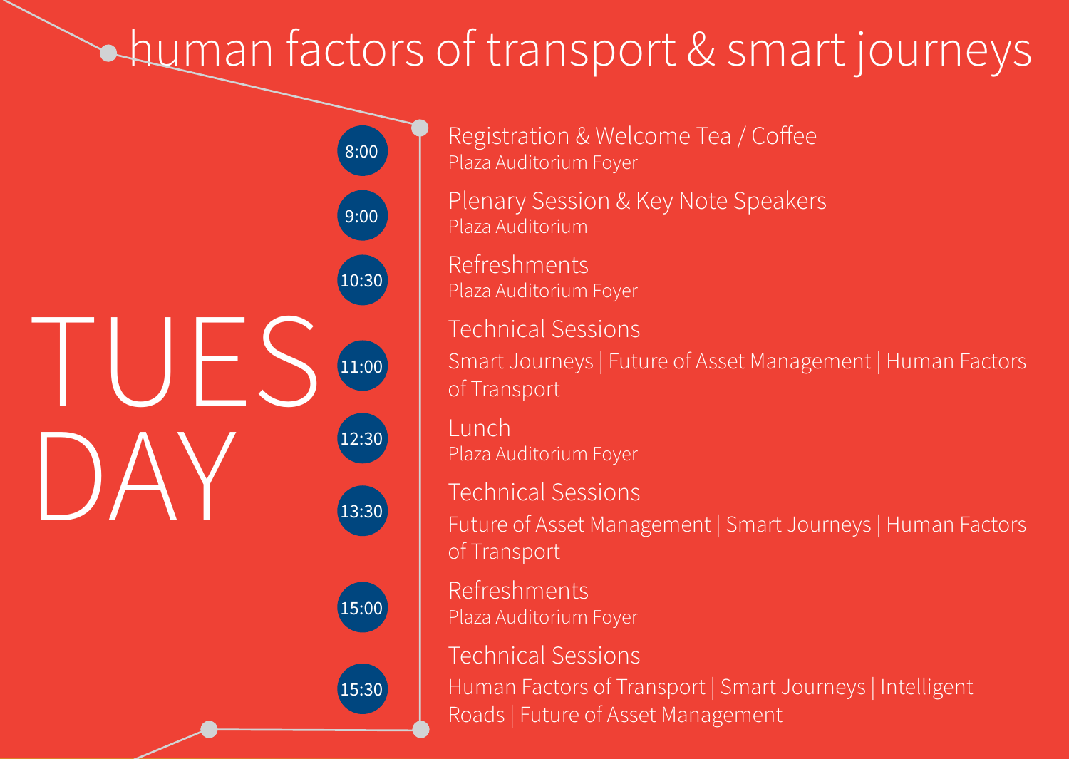# human factors of transport & smart journeys

## TUESDAY

**8:00** — Registration & Welcome Tea / Coffee
Plaza Auditorium Foyer

**9:00** — Plenary Session & Key Note Speakers
Plaza Auditorium

**10:30** — Refreshments
Plaza Auditorium Foyer

**11:00** — Technical Sessions
Smart Journeys | Future of Asset Management | Human Factors of Transport

**12:30** — Lunch
Plaza Auditorium Foyer

**13:30** — Technical Sessions
Future of Asset Management | Smart Journeys | Human Factors of Transport

**15:00** — Refreshments
Plaza Auditorium Foyer

**15:30** — Technical Sessions
Human Factors of Transport | Smart Journeys | Intelligent Roads | Future of Asset Management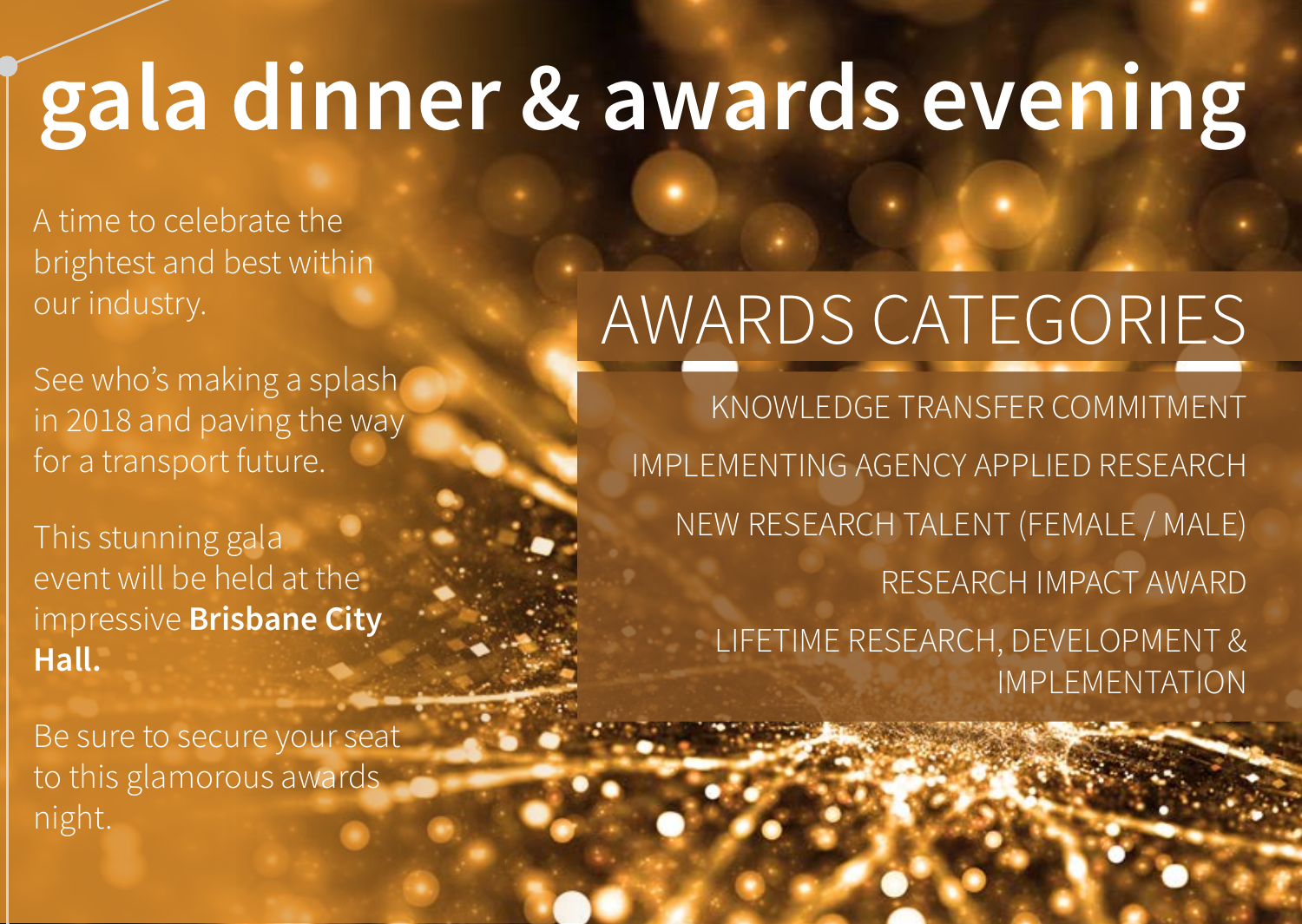# gala dinner & awards evening

A time to celebrate the brightest and best within our industry.

See who's making a splash in 2018 and paving the way for a transport future.

This stunning gala event will be held at the impressive **Brisbane City Hall.**

Be sure to secure your seat to this glamorous awards night.

## AWARDS CATEGORIES

KNOWLEDGE TRANSFER COMMITMENT

IMPLEMENTING AGENCY APPLIED RESEARCH

NEW RESEARCH TALENT (FEMALE / MALE)

RESEARCH IMPACT AWARD

LIFETIME RESEARCH, DEVELOPMENT & IMPLEMENTATION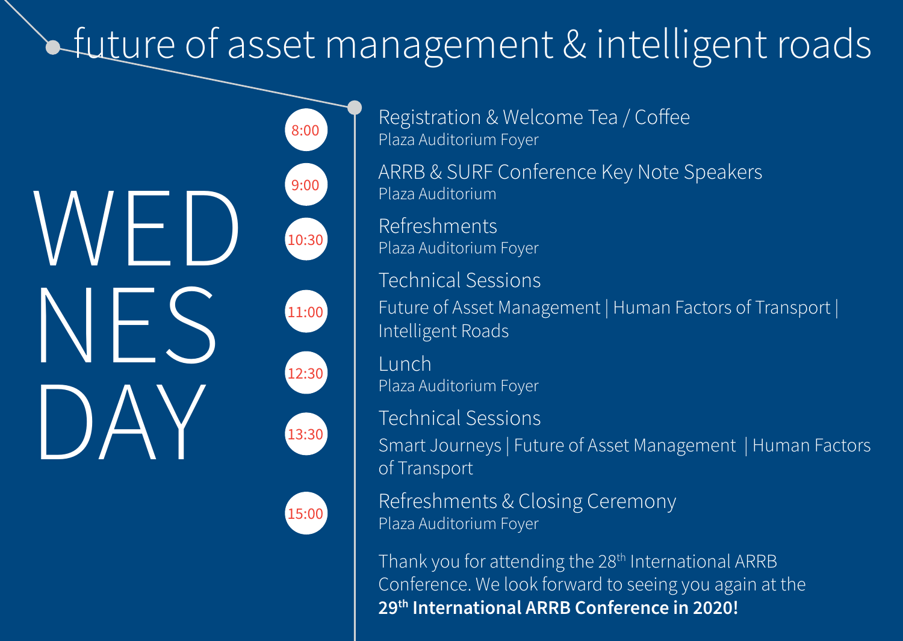# future of asset management & intelligent roads

## WEDNESDAY

**8:00** Registration & Welcome Tea / Coffee
Plaza Auditorium Foyer

**9:00** ARRB & SURF Conference Key Note Speakers
Plaza Auditorium

**10:30** Refreshments
Plaza Auditorium Foyer

**11:00** Technical Sessions
Future of Asset Management | Human Factors of Transport | Intelligent Roads

**12:30** Lunch
Plaza Auditorium Foyer

**13:30** Technical Sessions
Smart Journeys | Future of Asset Management | Human Factors of Transport

**15:00** Refreshments & Closing Ceremony
Plaza Auditorium Foyer

Thank you for attending the 28th International ARRB Conference. We look forward to seeing you again at the **29th International ARRB Conference in 2020!**